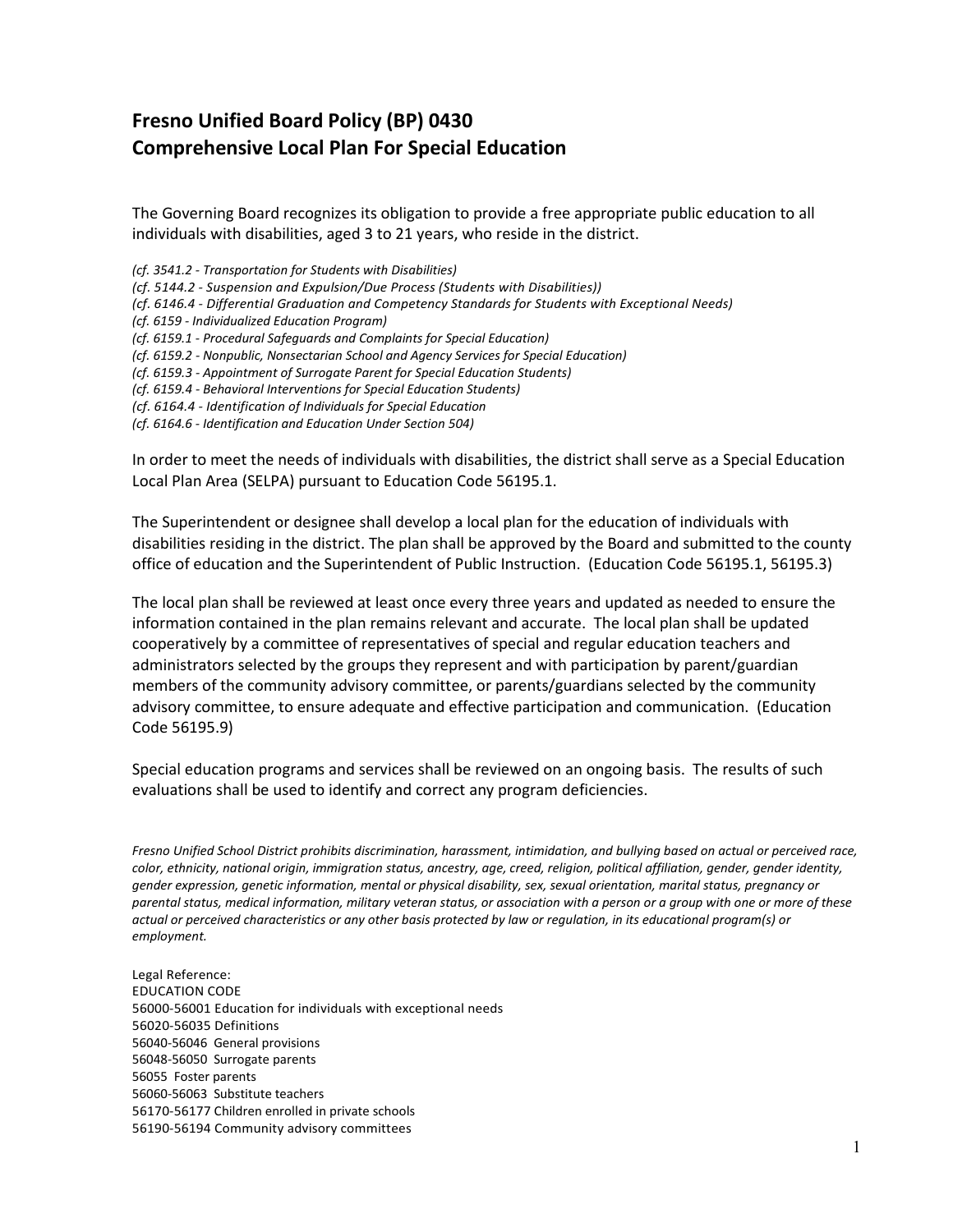# Fresno Unified Board Policy (BP) 0430
# Comprehensive Local Plan For Special Education

The Governing Board recognizes its obligation to provide a free appropriate public education to all individuals with disabilities, aged 3 to 21 years, who reside in the district.

*(cf. 3541.2 - Transportation for Students with Disabilities)*
*(cf. 5144.2 - Suspension and Expulsion/Due Process (Students with Disabilities))*
*(cf. 6146.4 - Differential Graduation and Competency Standards for Students with Exceptional Needs)*
*(cf. 6159 - Individualized Education Program)*
*(cf. 6159.1 - Procedural Safeguards and Complaints for Special Education)*
*(cf. 6159.2 - Nonpublic, Nonsectarian School and Agency Services for Special Education)*
*(cf. 6159.3 - Appointment of Surrogate Parent for Special Education Students)*
*(cf. 6159.4 - Behavioral Interventions for Special Education Students)*
*(cf. 6164.4 - Identification of Individuals for Special Education*
*(cf. 6164.6 - Identification and Education Under Section 504)*

In order to meet the needs of individuals with disabilities, the district shall serve as a Special Education Local Plan Area (SELPA) pursuant to Education Code 56195.1.

The Superintendent or designee shall develop a local plan for the education of individuals with disabilities residing in the district. The plan shall be approved by the Board and submitted to the county office of education and the Superintendent of Public Instruction. (Education Code 56195.1, 56195.3)

The local plan shall be reviewed at least once every three years and updated as needed to ensure the information contained in the plan remains relevant and accurate. The local plan shall be updated cooperatively by a committee of representatives of special and regular education teachers and administrators selected by the groups they represent and with participation by parent/guardian members of the community advisory committee, or parents/guardians selected by the community advisory committee, to ensure adequate and effective participation and communication. (Education Code 56195.9)

Special education programs and services shall be reviewed on an ongoing basis. The results of such evaluations shall be used to identify and correct any program deficiencies.

*Fresno Unified School District prohibits discrimination, harassment, intimidation, and bullying based on actual or perceived race, color, ethnicity, national origin, immigration status, ancestry, age, creed, religion, political affiliation, gender, gender identity, gender expression, genetic information, mental or physical disability, sex, sexual orientation, marital status, pregnancy or parental status, medical information, military veteran status, or association with a person or a group with one or more of these actual or perceived characteristics or any other basis protected by law or regulation, in its educational program(s) or employment.*

Legal Reference:
EDUCATION CODE
56000-56001 Education for individuals with exceptional needs
56020-56035 Definitions
56040-56046 General provisions
56048-56050 Surrogate parents
56055 Foster parents
56060-56063 Substitute teachers
56170-56177 Children enrolled in private schools
56190-56194 Community advisory committees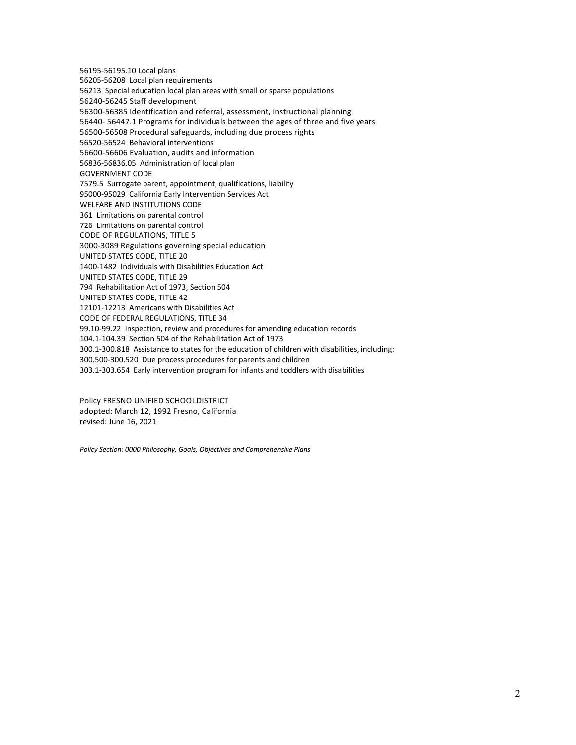56195-56195.10 Local plans
56205-56208 Local plan requirements
56213 Special education local plan areas with small or sparse populations
56240-56245 Staff development
56300-56385 Identification and referral, assessment, instructional planning
56440- 56447.1 Programs for individuals between the ages of three and five years
56500-56508 Procedural safeguards, including due process rights
56520-56524 Behavioral interventions
56600-56606 Evaluation, audits and information
56836-56836.05 Administration of local plan
GOVERNMENT CODE
7579.5 Surrogate parent, appointment, qualifications, liability
95000-95029 California Early Intervention Services Act
WELFARE AND INSTITUTIONS CODE
361 Limitations on parental control
726 Limitations on parental control
CODE OF REGULATIONS, TITLE 5
3000-3089 Regulations governing special education
UNITED STATES CODE, TITLE 20
1400-1482 Individuals with Disabilities Education Act
UNITED STATES CODE, TITLE 29
794 Rehabilitation Act of 1973, Section 504
UNITED STATES CODE, TITLE 42
12101-12213 Americans with Disabilities Act
CODE OF FEDERAL REGULATIONS, TITLE 34
99.10-99.22 Inspection, review and procedures for amending education records
104.1-104.39 Section 504 of the Rehabilitation Act of 1973
300.1-300.818 Assistance to states for the education of children with disabilities, including:
300.500-300.520 Due process procedures for parents and children
303.1-303.654 Early intervention program for infants and toddlers with disabilities

Policy FRESNO UNIFIED SCHOOLDISTRICT
adopted: March 12, 1992 Fresno, California
revised: June 16, 2021

*Policy Section: 0000 Philosophy, Goals, Objectives and Comprehensive Plans*